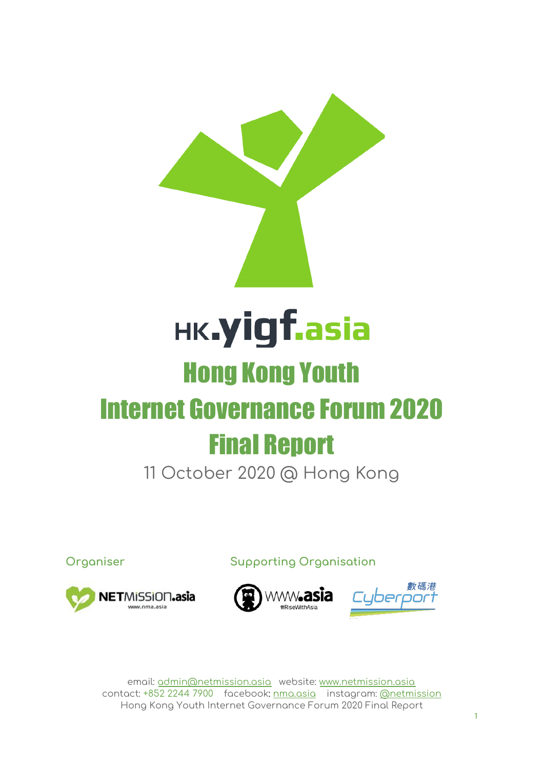HK.yigf.asia

# Hong Kong Youth Internet Governance Forum 2020 Final Report

11 October 2020 @ Hong Kong

Organiser

NETMISSION.asia
www.nma.asia

Supporting Organisation

www.asia #RiseWithAsia

數碼港 Cyberport

email: admin@netmission.asia website: www.netmission.asia
contact: +852 2244 7900 facebook: nma.asia instagram: @netmission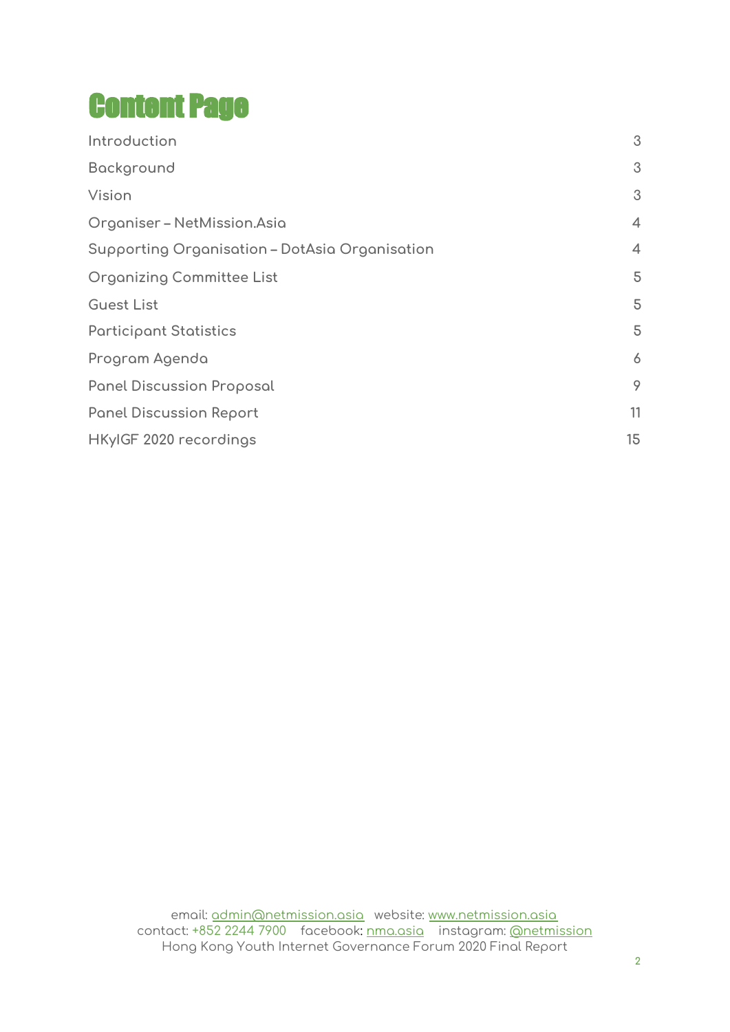# Content Page

| | |
|---|---|
| Introduction | 3 |
| Background | 3 |
| Vision | 3 |
| Organiser – NetMission.Asia | 4 |
| Supporting Organisation – DotAsia Organisation | 4 |
| Organizing Committee List | 5 |
| Guest List | 5 |
| Participant Statistics | 5 |
| Program Agenda | 6 |
| Panel Discussion Proposal | 9 |
| Panel Discussion Report | 11 |
| HKyIGF 2020 recordings | 15 |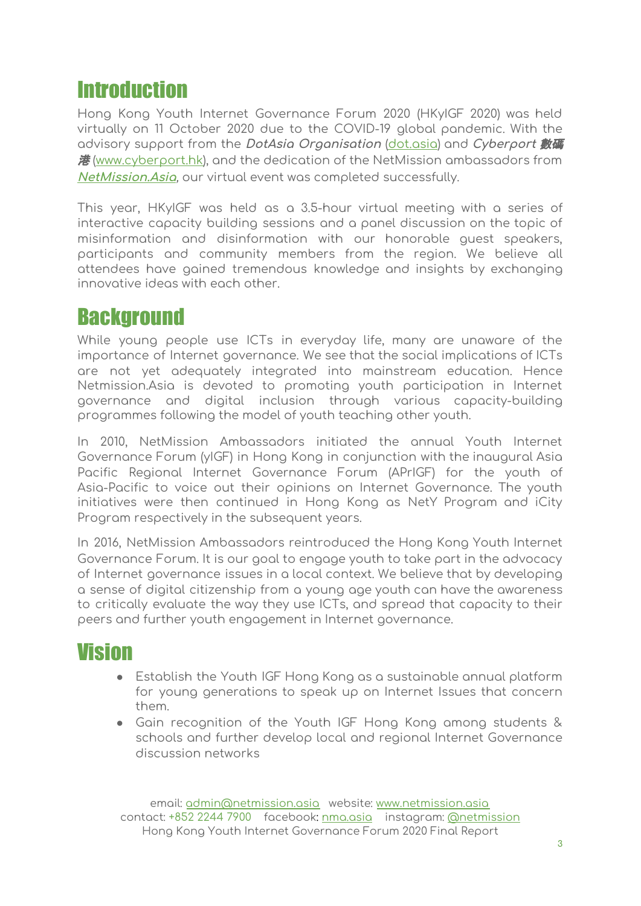# Introduction

Hong Kong Youth Internet Governance Forum 2020 (HKyIGF 2020) was held virtually on 11 October 2020 due to the COVID-19 global pandemic. With the advisory support from the ***DotAsia Organisation*** (dot.asia) and ***Cyberport 數碼港*** (www.cyberport.hk), and the dedication of the NetMission ambassadors from ***NetMission.Asia***, our virtual event was completed successfully.

This year, HKyIGF was held as a 3.5-hour virtual meeting with a series of interactive capacity building sessions and a panel discussion on the topic of misinformation and disinformation with our honorable guest speakers, participants and community members from the region. We believe all attendees have gained tremendous knowledge and insights by exchanging innovative ideas with each other.

# Background

While young people use ICTs in everyday life, many are unaware of the importance of Internet governance. We see that the social implications of ICTs are not yet adequately integrated into mainstream education. Hence Netmission.Asia is devoted to promoting youth participation in Internet governance and digital inclusion through various capacity-building programmes following the model of youth teaching other youth.

In 2010, NetMission Ambassadors initiated the annual Youth Internet Governance Forum (yIGF) in Hong Kong in conjunction with the inaugural Asia Pacific Regional Internet Governance Forum (APrIGF) for the youth of Asia-Pacific to voice out their opinions on Internet Governance. The youth initiatives were then continued in Hong Kong as NetY Program and iCity Program respectively in the subsequent years.

In 2016, NetMission Ambassadors reintroduced the Hong Kong Youth Internet Governance Forum. It is our goal to engage youth to take part in the advocacy of Internet governance issues in a local context. We believe that by developing a sense of digital citizenship from a young age youth can have the awareness to critically evaluate the way they use ICTs, and spread that capacity to their peers and further youth engagement in Internet governance.

# Vision

- Establish the Youth IGF Hong Kong as a sustainable annual platform for young generations to speak up on Internet Issues that concern them.
- Gain recognition of the Youth IGF Hong Kong among students & schools and further develop local and regional Internet Governance discussion networks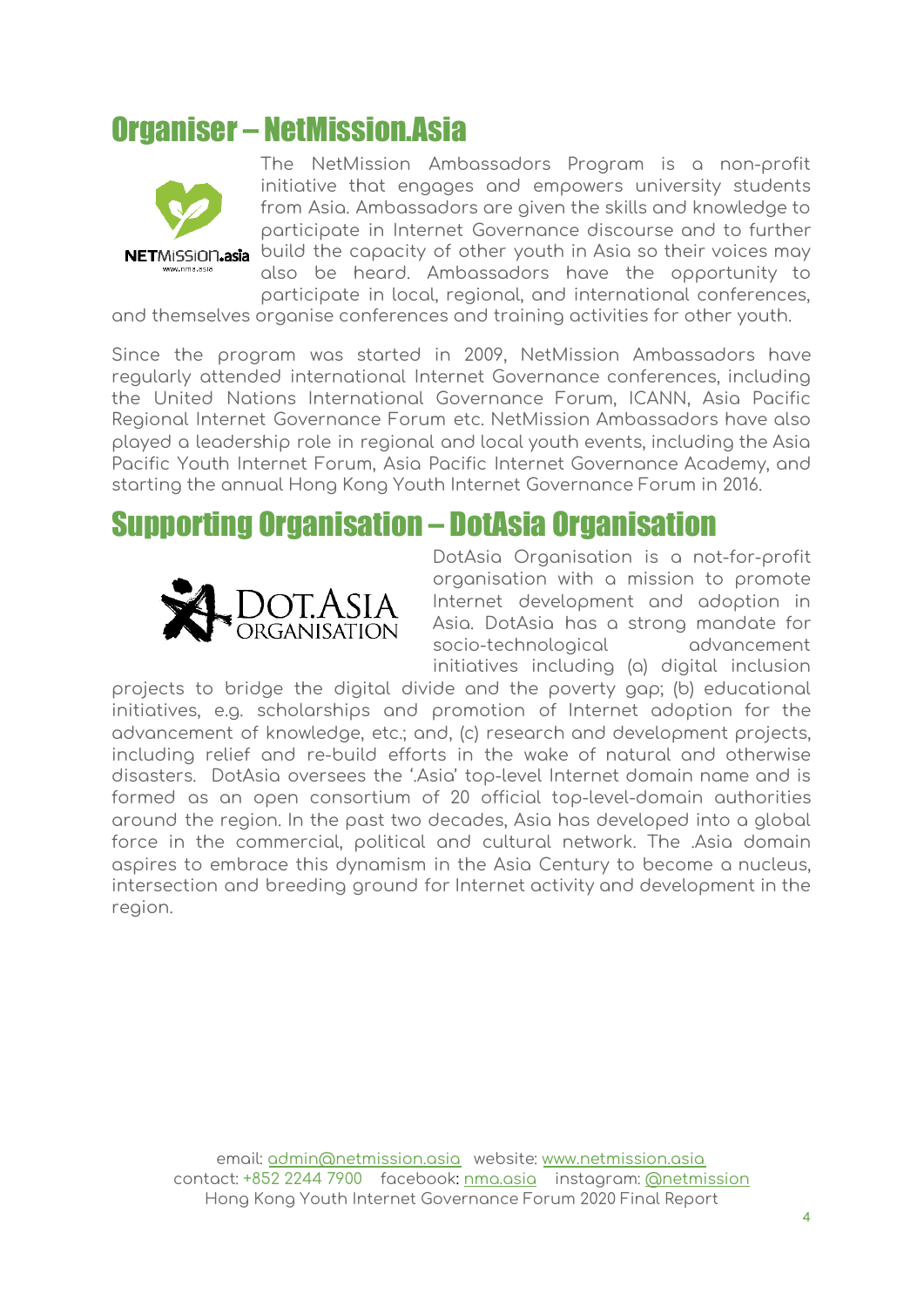## Organiser – NetMission.Asia

The NetMission Ambassadors Program is a non-profit initiative that engages and empowers university students from Asia. Ambassadors are given the skills and knowledge to participate in Internet Governance discourse and to further build the capacity of other youth in Asia so their voices may also be heard. Ambassadors have the opportunity to participate in local, regional, and international conferences, and themselves organise conferences and training activities for other youth.

Since the program was started in 2009, NetMission Ambassadors have regularly attended international Internet Governance conferences, including the United Nations International Governance Forum, ICANN, Asia Pacific Regional Internet Governance Forum etc. NetMission Ambassadors have also played a leadership role in regional and local youth events, including the Asia Pacific Youth Internet Forum, Asia Pacific Internet Governance Academy, and starting the annual Hong Kong Youth Internet Governance Forum in 2016.

## Supporting Organisation – DotAsia Organisation

DotAsia Organisation is a not-for-profit organisation with a mission to promote Internet development and adoption in Asia. DotAsia has a strong mandate for socio-technological advancement initiatives including (a) digital inclusion projects to bridge the digital divide and the poverty gap; (b) educational initiatives, e.g. scholarships and promotion of Internet adoption for the advancement of knowledge, etc.; and, (c) research and development projects, including relief and re-build efforts in the wake of natural and otherwise disasters. DotAsia oversees the '.Asia' top-level Internet domain name and is formed as an open consortium of 20 official top-level-domain authorities around the region. In the past two decades, Asia has developed into a global force in the commercial, political and cultural network. The .Asia domain aspires to embrace this dynamism in the Asia Century to become a nucleus, intersection and breeding ground for Internet activity and development in the region.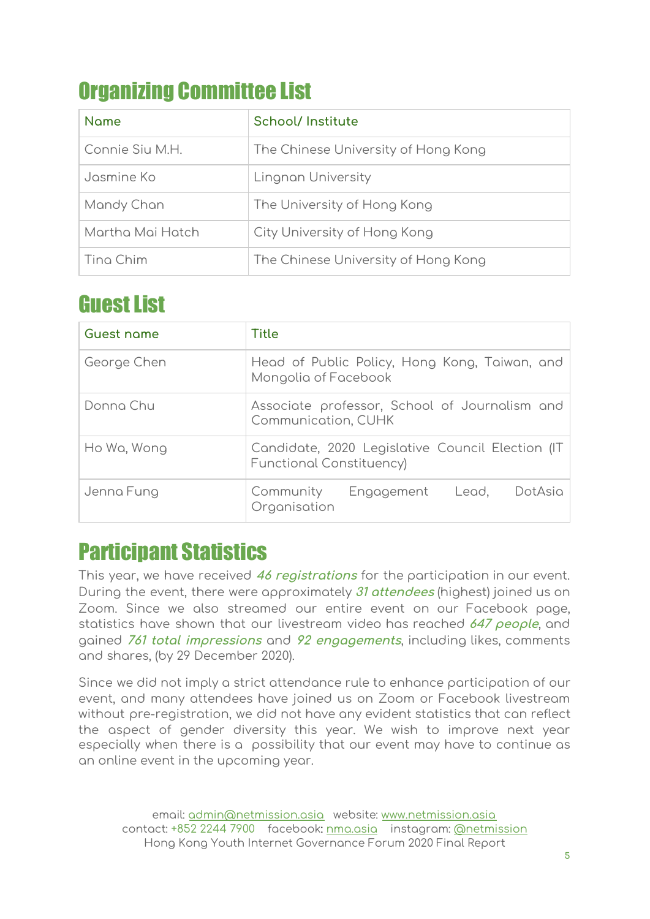## Organizing Committee List

| Name | School/ Institute |
| --- | --- |
| Connie Siu M.H. | The Chinese University of Hong Kong |
| Jasmine Ko | Lingnan University |
| Mandy Chan | The University of Hong Kong |
| Martha Mai Hatch | City University of Hong Kong |
| Tina Chim | The Chinese University of Hong Kong |

## Guest List

| Guest name | Title |
| --- | --- |
| George Chen | Head of Public Policy, Hong Kong, Taiwan, and Mongolia of Facebook |
| Donna Chu | Associate professor, School of Journalism and Communication, CUHK |
| Ho Wa, Wong | Candidate, 2020 Legislative Council Election (IT Functional Constituency) |
| Jenna Fung | Community Engagement Lead, DotAsia Organisation |

## Participant Statistics

This year, we have received ***46 registrations*** for the participation in our event. During the event, there were approximately ***31 attendees*** (highest) joined us on Zoom. Since we also streamed our entire event on our Facebook page, statistics have shown that our livestream video has reached ***647 people***, and gained ***761 total impressions*** and ***92 engagements***, including likes, comments and shares, (by 29 December 2020).

Since we did not imply a strict attendance rule to enhance participation of our event, and many attendees have joined us on Zoom or Facebook livestream without pre-registration, we did not have any evident statistics that can reflect the aspect of gender diversity this year. We wish to improve next year especially when there is a possibility that our event may have to continue as an online event in the upcoming year.

email: admin@netmission.asia website: www.netmission.asia
contact: +852 2244 7900 facebook: nma.asia instagram: @netmission
Hong Kong Youth Internet Governance Forum 2020 Final Report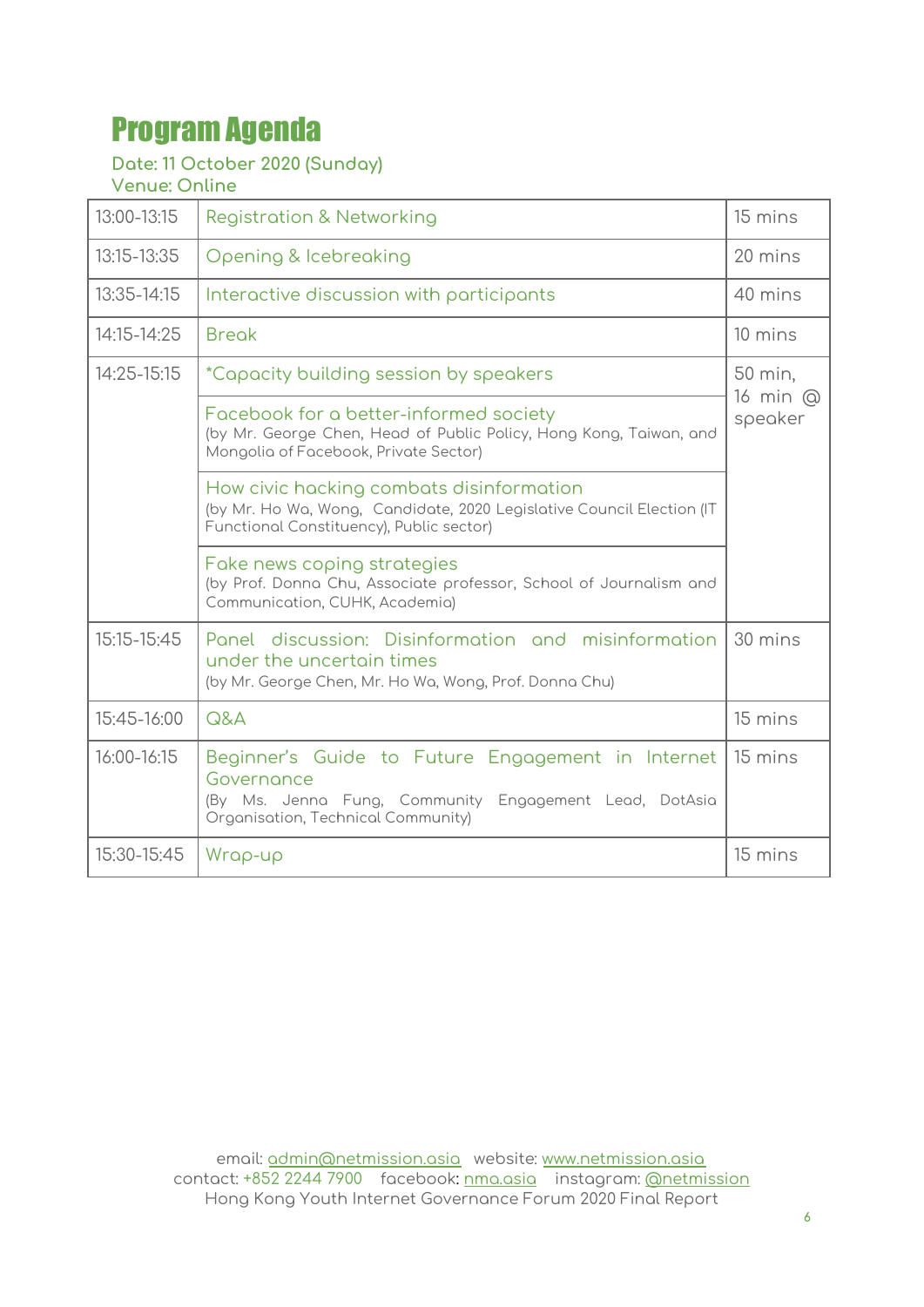# Program Agenda

Date: 11 October 2020 (Sunday)
Venue: Online

| | | |
|---|---|---|
| 13:00-13:15 | Registration & Networking | 15 mins |
| 13:15-13:35 | Opening & Icebreaking | 20 mins |
| 13:35-14:15 | Interactive discussion with participants | 40 mins |
| 14:15-14:25 | Break | 10 mins |
| 14:25-15:15 | *Capacity building session by speakers | 50 min, 16 min @ speaker |
| | Facebook for a better-informed society<br>(by Mr. George Chen, Head of Public Policy, Hong Kong, Taiwan, and Mongolia of Facebook, Private Sector) | |
| | How civic hacking combats disinformation<br>(by Mr. Ho Wa, Wong, Candidate, 2020 Legislative Council Election (IT Functional Constituency), Public sector) | |
| | Fake news coping strategies<br>(by Prof. Donna Chu, Associate professor, School of Journalism and Communication, CUHK, Academia) | |
| 15:15-15:45 | Panel discussion: Disinformation and misinformation under the uncertain times<br>(by Mr. George Chen, Mr. Ho Wa, Wong, Prof. Donna Chu) | 30 mins |
| 15:45-16:00 | Q&A | 15 mins |
| 16:00-16:15 | Beginner's Guide to Future Engagement in Internet Governance<br>(By Ms. Jenna Fung, Community Engagement Lead, DotAsia Organisation, Technical Community) | 15 mins |
| 15:30-15:45 | Wrap-up | 15 mins |

email: admin@netmission.asia website: www.netmission.asia
contact: +852 2244 7900 facebook: nma.asia instagram: @netmission
Hong Kong Youth Internet Governance Forum 2020 Final Report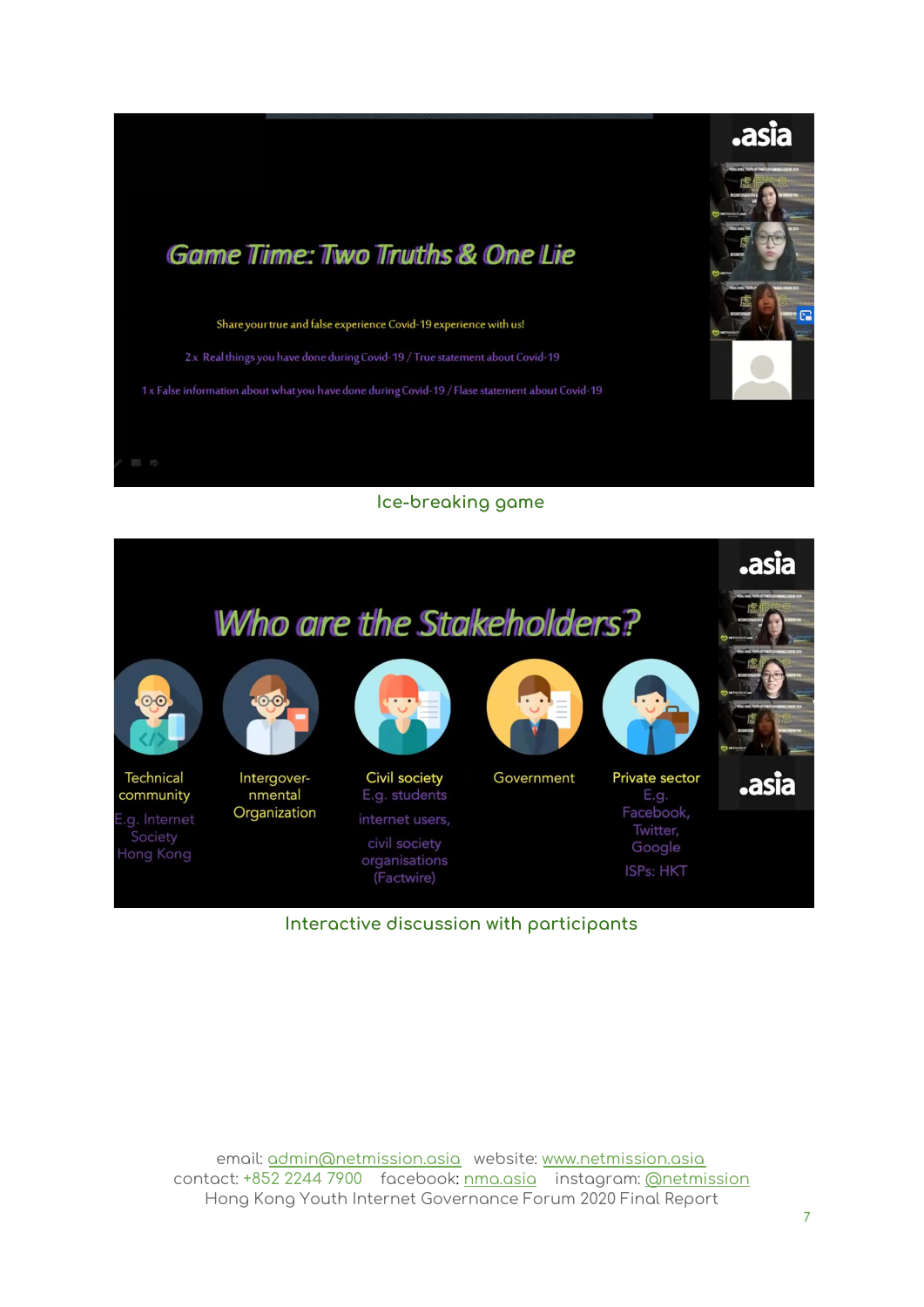Game Time: Two Truths & One Lie

Share your true and false experience Covid-19 experience with us!

2x Real things you have done during Covid-19 / True statement about Covid-19

1x False information about what you have done during Covid-19 / Flase statement about Covid-19

Ice-breaking game

Who are the Stakeholders?

- Technical community: E.g. Internet Society Hong Kong
- Intergovernmental Organization
- Civil society: E.g. students, internet users, civil society organisations (Factwire)
- Government
- Private sector: E.g. Facebook, Twitter, Google; ISPs: HKT

Interactive discussion with participants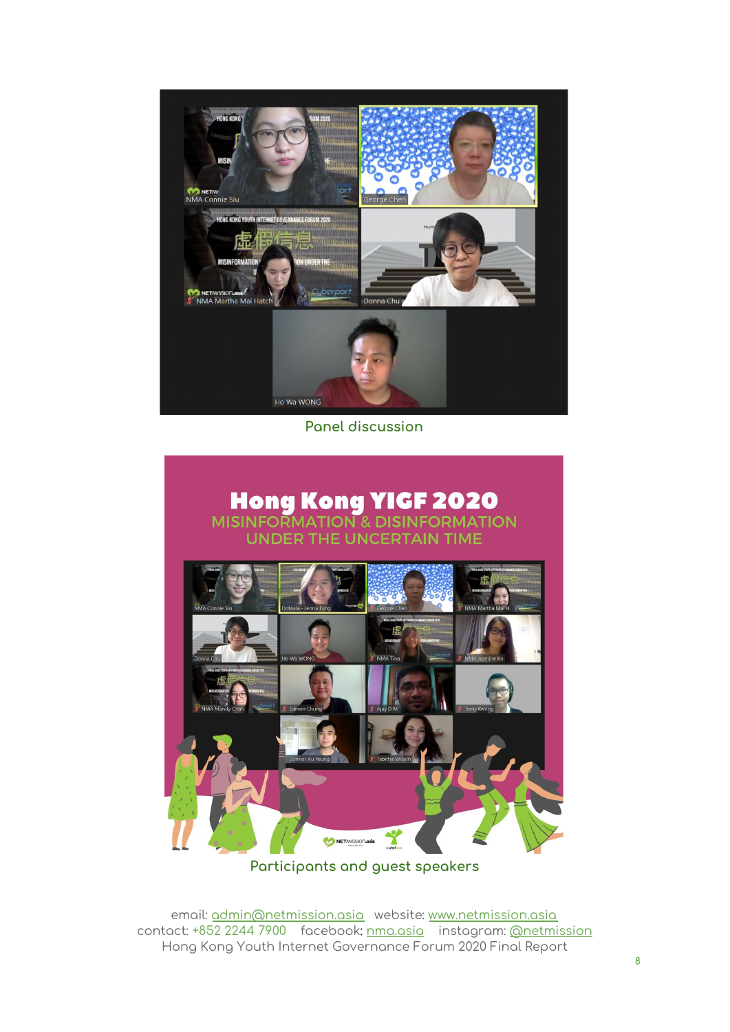Panel discussion

Participants and guest speakers

email: admin@netmission.asia website: www.netmission.asia
contact: +852 2244 7900 facebook: nma.asia instagram: @netmission
Hong Kong Youth Internet Governance Forum 2020 Final Report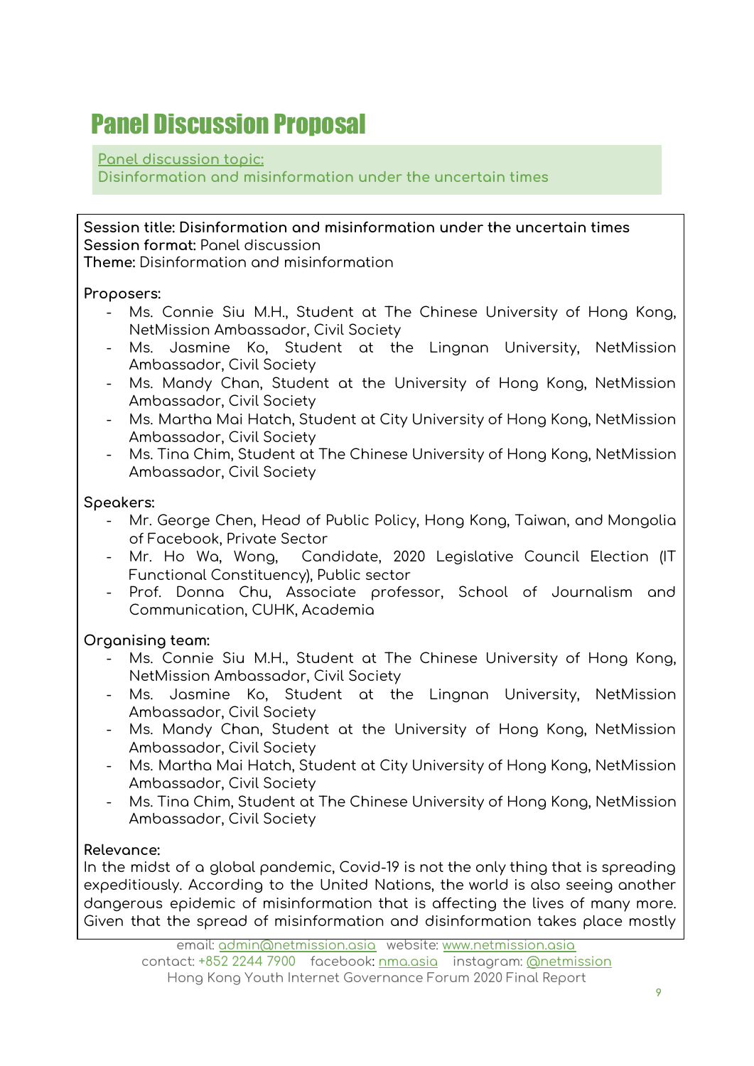# Panel Discussion Proposal

Panel discussion topic:
Disinformation and misinformation under the uncertain times

**Session title: Disinformation and misinformation under the uncertain times**
**Session format:** Panel discussion
**Theme:** Disinformation and misinformation

**Proposers:**

- Ms. Connie Siu M.H., Student at The Chinese University of Hong Kong, NetMission Ambassador, Civil Society
- Ms. Jasmine Ko, Student at the Lingnan University, NetMission Ambassador, Civil Society
- Ms. Mandy Chan, Student at the University of Hong Kong, NetMission Ambassador, Civil Society
- Ms. Martha Mai Hatch, Student at City University of Hong Kong, NetMission Ambassador, Civil Society
- Ms. Tina Chim, Student at The Chinese University of Hong Kong, NetMission Ambassador, Civil Society

**Speakers:**

- Mr. George Chen, Head of Public Policy, Hong Kong, Taiwan, and Mongolia of Facebook, Private Sector
- Mr. Ho Wa, Wong, Candidate, 2020 Legislative Council Election (IT Functional Constituency), Public sector
- Prof. Donna Chu, Associate professor, School of Journalism and Communication, CUHK, Academia

**Organising team:**

- Ms. Connie Siu M.H., Student at The Chinese University of Hong Kong, NetMission Ambassador, Civil Society
- Ms. Jasmine Ko, Student at the Lingnan University, NetMission Ambassador, Civil Society
- Ms. Mandy Chan, Student at the University of Hong Kong, NetMission Ambassador, Civil Society
- Ms. Martha Mai Hatch, Student at City University of Hong Kong, NetMission Ambassador, Civil Society
- Ms. Tina Chim, Student at The Chinese University of Hong Kong, NetMission Ambassador, Civil Society

**Relevance:**
In the midst of a global pandemic, Covid-19 is not the only thing that is spreading expeditiously. According to the United Nations, the world is also seeing another dangerous epidemic of misinformation that is affecting the lives of many more. Given that the spread of misinformation and disinformation takes place mostly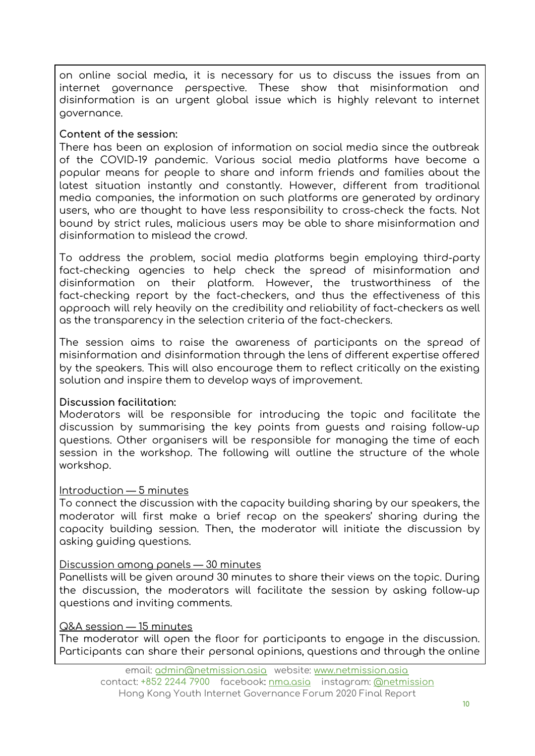on online social media, it is necessary for us to discuss the issues from an internet governance perspective. These show that misinformation and disinformation is an urgent global issue which is highly relevant to internet governance.

**Content of the session:**

There has been an explosion of information on social media since the outbreak of the COVID-19 pandemic. Various social media platforms have become a popular means for people to share and inform friends and families about the latest situation instantly and constantly. However, different from traditional media companies, the information on such platforms are generated by ordinary users, who are thought to have less responsibility to cross-check the facts. Not bound by strict rules, malicious users may be able to share misinformation and disinformation to mislead the crowd.

To address the problem, social media platforms begin employing third-party fact-checking agencies to help check the spread of misinformation and disinformation on their platform. However, the trustworthiness of the fact-checking report by the fact-checkers, and thus the effectiveness of this approach will rely heavily on the credibility and reliability of fact-checkers as well as the transparency in the selection criteria of the fact-checkers.

The session aims to raise the awareness of participants on the spread of misinformation and disinformation through the lens of different expertise offered by the speakers. This will also encourage them to reflect critically on the existing solution and inspire them to develop ways of improvement.

**Discussion facilitation:**

Moderators will be responsible for introducing the topic and facilitate the discussion by summarising the key points from guests and raising follow-up questions. Other organisers will be responsible for managing the time of each session in the workshop. The following will outline the structure of the whole workshop.

<u>Introduction — 5 minutes</u>

To connect the discussion with the capacity building sharing by our speakers, the moderator will first make a brief recap on the speakers' sharing during the capacity building session. Then, the moderator will initiate the discussion by asking guiding questions.

<u>Discussion among panels — 30 minutes</u>

Panellists will be given around 30 minutes to share their views on the topic. During the discussion, the moderators will facilitate the session by asking follow-up questions and inviting comments.

<u>Q&A session — 15 minutes</u>

The moderator will open the floor for participants to engage in the discussion. Participants can share their personal opinions, questions and through the online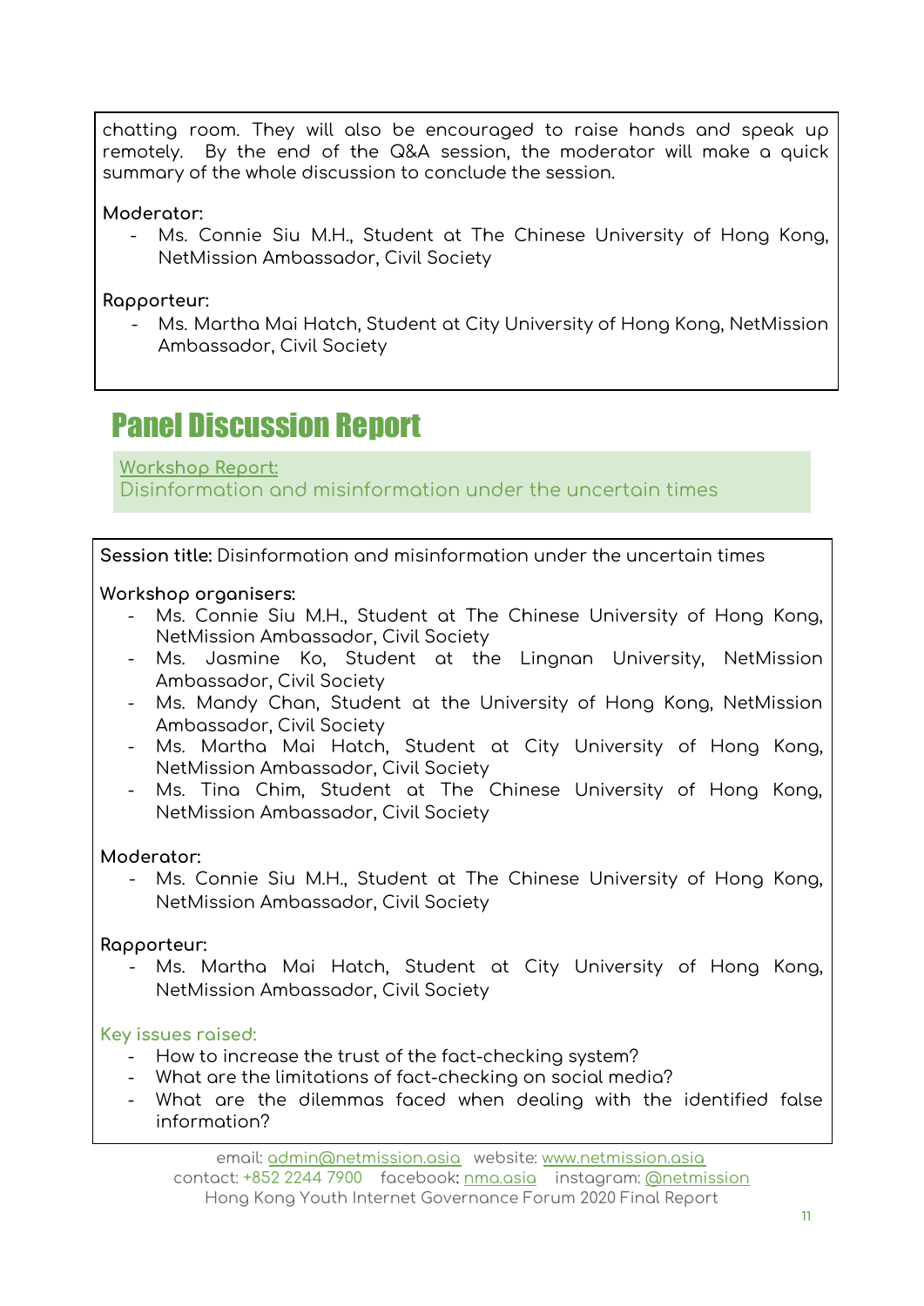chatting room. They will also be encouraged to raise hands and speak up remotely. By the end of the Q&A session, the moderator will make a quick summary of the whole discussion to conclude the session.

**Moderator:**

- Ms. Connie Siu M.H., Student at The Chinese University of Hong Kong, NetMission Ambassador, Civil Society

**Rapporteur:**

- Ms. Martha Mai Hatch, Student at City University of Hong Kong, NetMission Ambassador, Civil Society

# Panel Discussion Report

Workshop Report:
Disinformation and misinformation under the uncertain times

**Session title:** Disinformation and misinformation under the uncertain times

**Workshop organisers:**

- Ms. Connie Siu M.H., Student at The Chinese University of Hong Kong, NetMission Ambassador, Civil Society
- Ms. Jasmine Ko, Student at the Lingnan University, NetMission Ambassador, Civil Society
- Ms. Mandy Chan, Student at the University of Hong Kong, NetMission Ambassador, Civil Society
- Ms. Martha Mai Hatch, Student at City University of Hong Kong, NetMission Ambassador, Civil Society
- Ms. Tina Chim, Student at The Chinese University of Hong Kong, NetMission Ambassador, Civil Society

**Moderator:**

- Ms. Connie Siu M.H., Student at The Chinese University of Hong Kong, NetMission Ambassador, Civil Society

**Rapporteur:**

- Ms. Martha Mai Hatch, Student at City University of Hong Kong, NetMission Ambassador, Civil Society

Key issues raised:

- How to increase the trust of the fact-checking system?
- What are the limitations of fact-checking on social media?
- What are the dilemmas faced when dealing with the identified false information?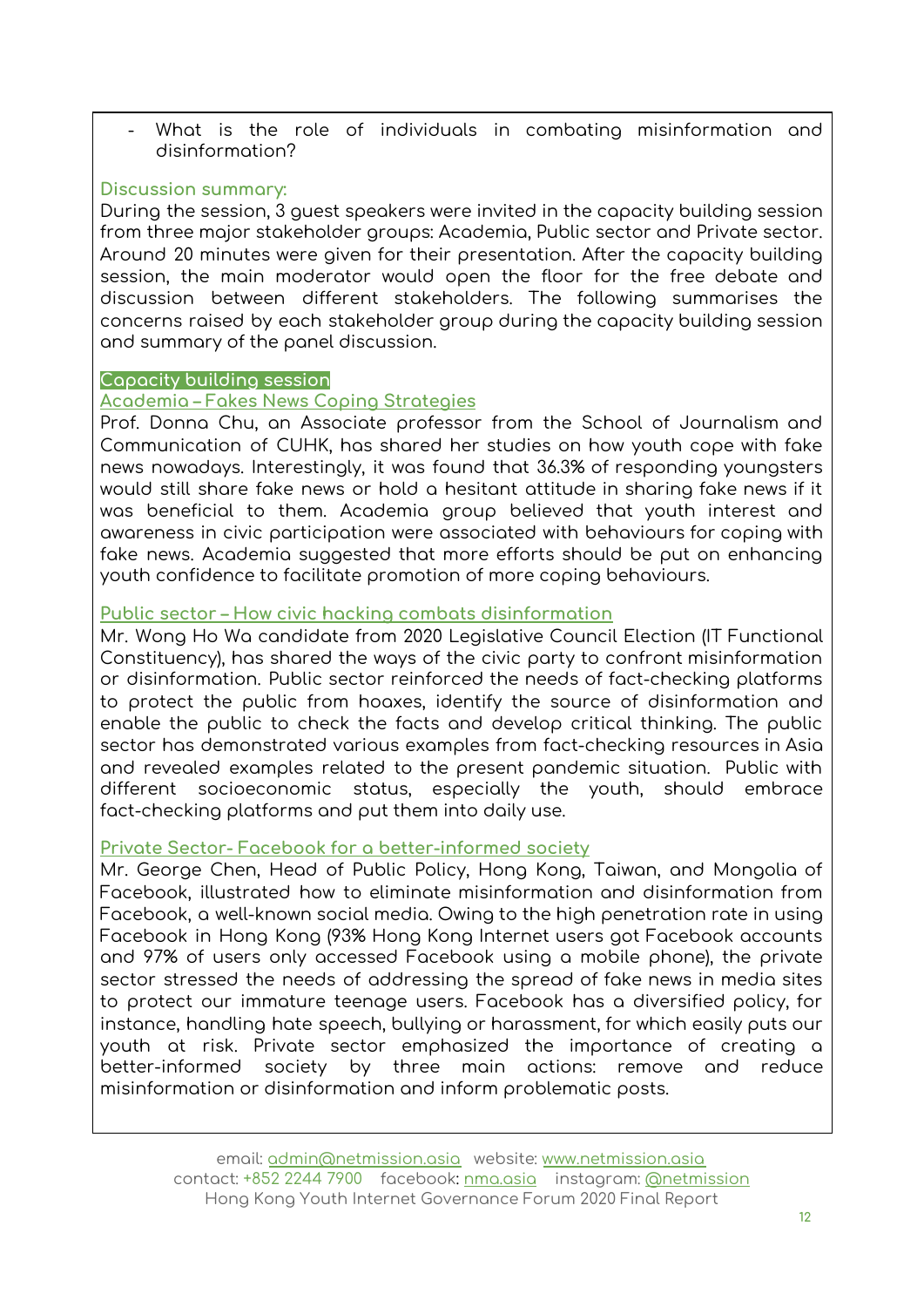- What is the role of individuals in combating misinformation and disinformation?

### Discussion summary:

During the session, 3 guest speakers were invited in the capacity building session from three major stakeholder groups: Academia, Public sector and Private sector. Around 20 minutes were given for their presentation. After the capacity building session, the main moderator would open the floor for the free debate and discussion between different stakeholders. The following summarises the concerns raised by each stakeholder group during the capacity building session and summary of the panel discussion.

**Capacity building session**

**Academia – Fakes News Coping Strategies**

Prof. Donna Chu, an Associate professor from the School of Journalism and Communication of CUHK, has shared her studies on how youth cope with fake news nowadays. Interestingly, it was found that 36.3% of responding youngsters would still share fake news or hold a hesitant attitude in sharing fake news if it was beneficial to them. Academia group believed that youth interest and awareness in civic participation were associated with behaviours for coping with fake news. Academia suggested that more efforts should be put on enhancing youth confidence to facilitate promotion of more coping behaviours.

**Public sector – How civic hacking combats disinformation**

Mr. Wong Ho Wa candidate from 2020 Legislative Council Election (IT Functional Constituency), has shared the ways of the civic party to confront misinformation or disinformation. Public sector reinforced the needs of fact-checking platforms to protect the public from hoaxes, identify the source of disinformation and enable the public to check the facts and develop critical thinking. The public sector has demonstrated various examples from fact-checking resources in Asia and revealed examples related to the present pandemic situation. Public with different socioeconomic status, especially the youth, should embrace fact-checking platforms and put them into daily use.

**Private Sector- Facebook for a better-informed society**

Mr. George Chen, Head of Public Policy, Hong Kong, Taiwan, and Mongolia of Facebook, illustrated how to eliminate misinformation and disinformation from Facebook, a well-known social media. Owing to the high penetration rate in using Facebook in Hong Kong (93% Hong Kong Internet users got Facebook accounts and 97% of users only accessed Facebook using a mobile phone), the private sector stressed the needs of addressing the spread of fake news in media sites to protect our immature teenage users. Facebook has a diversified policy, for instance, handling hate speech, bullying or harassment, for which easily puts our youth at risk. Private sector emphasized the importance of creating a better-informed society by three main actions: remove and reduce misinformation or disinformation and inform problematic posts.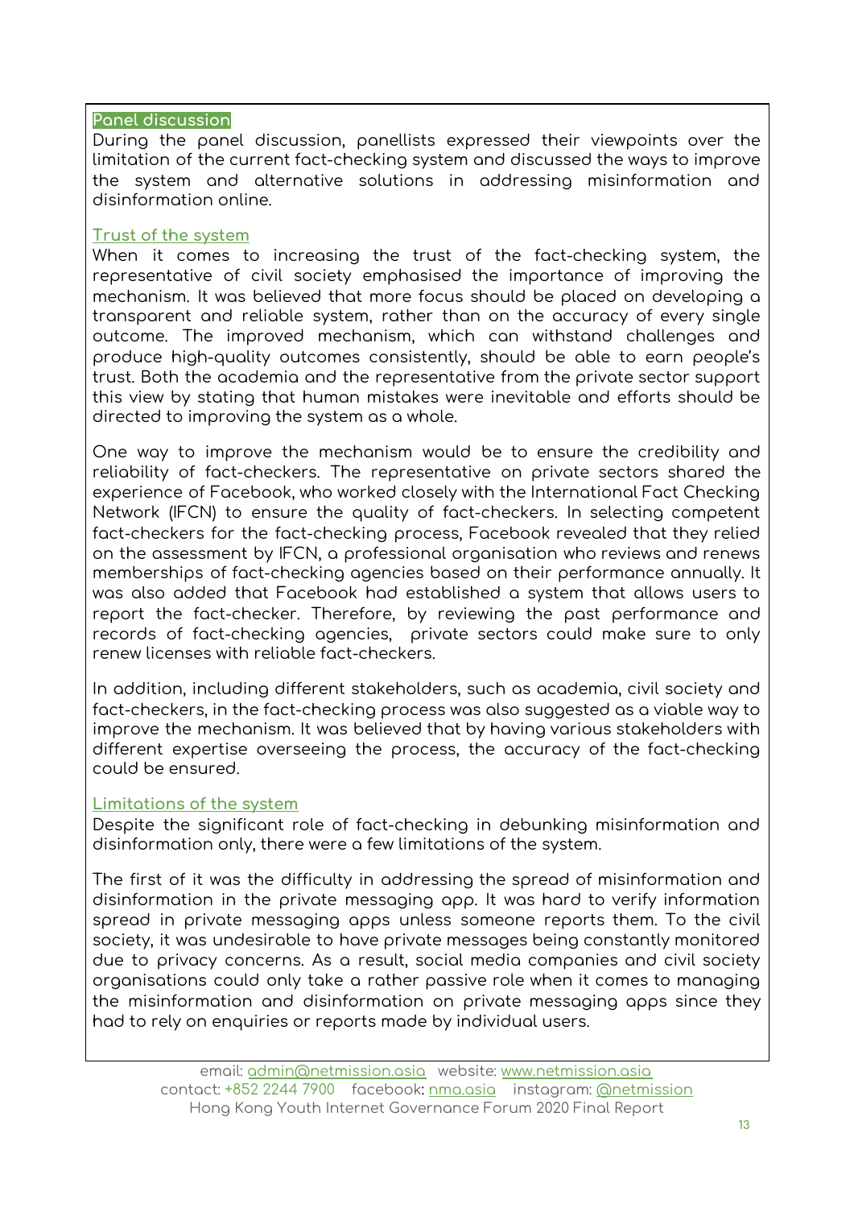## Panel discussion

During the panel discussion, panellists expressed their viewpoints over the limitation of the current fact-checking system and discussed the ways to improve the system and alternative solutions in addressing misinformation and disinformation online.

### Trust of the system

When it comes to increasing the trust of the fact-checking system, the representative of civil society emphasised the importance of improving the mechanism. It was believed that more focus should be placed on developing a transparent and reliable system, rather than on the accuracy of every single outcome. The improved mechanism, which can withstand challenges and produce high-quality outcomes consistently, should be able to earn people's trust. Both the academia and the representative from the private sector support this view by stating that human mistakes were inevitable and efforts should be directed to improving the system as a whole.

One way to improve the mechanism would be to ensure the credibility and reliability of fact-checkers. The representative on private sectors shared the experience of Facebook, who worked closely with the International Fact Checking Network (IFCN) to ensure the quality of fact-checkers. In selecting competent fact-checkers for the fact-checking process, Facebook revealed that they relied on the assessment by IFCN, a professional organisation who reviews and renews memberships of fact-checking agencies based on their performance annually. It was also added that Facebook had established a system that allows users to report the fact-checker. Therefore, by reviewing the past performance and records of fact-checking agencies, private sectors could make sure to only renew licenses with reliable fact-checkers.

In addition, including different stakeholders, such as academia, civil society and fact-checkers, in the fact-checking process was also suggested as a viable way to improve the mechanism. It was believed that by having various stakeholders with different expertise overseeing the process, the accuracy of the fact-checking could be ensured.

### Limitations of the system

Despite the significant role of fact-checking in debunking misinformation and disinformation only, there were a few limitations of the system.

The first of it was the difficulty in addressing the spread of misinformation and disinformation in the private messaging app. It was hard to verify information spread in private messaging apps unless someone reports them. To the civil society, it was undesirable to have private messages being constantly monitored due to privacy concerns. As a result, social media companies and civil society organisations could only take a rather passive role when it comes to managing the misinformation and disinformation on private messaging apps since they had to rely on enquiries or reports made by individual users.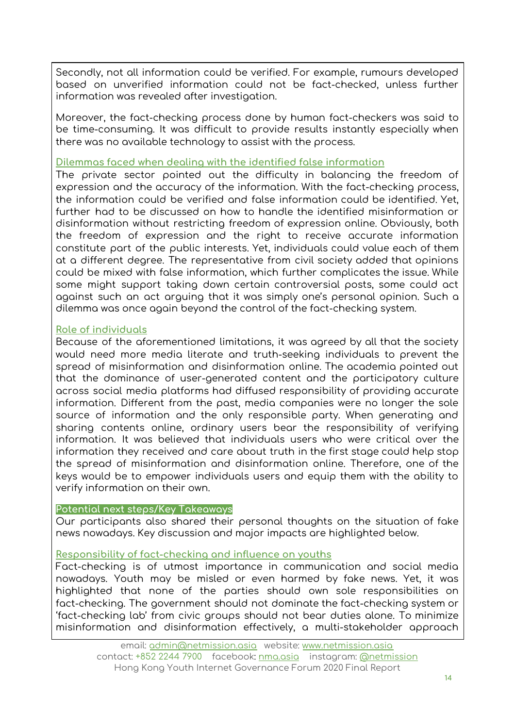Secondly, not all information could be verified. For example, rumours developed based on unverified information could not be fact-checked, unless further information was revealed after investigation.

Moreover, the fact-checking process done by human fact-checkers was said to be time-consuming. It was difficult to provide results instantly especially when there was no available technology to assist with the process.

### Dilemmas faced when dealing with the identified false information

The private sector pointed out the difficulty in balancing the freedom of expression and the accuracy of the information. With the fact-checking process, the information could be verified and false information could be identified. Yet, further had to be discussed on how to handle the identified misinformation or disinformation without restricting freedom of expression online. Obviously, both the freedom of expression and the right to receive accurate information constitute part of the public interests. Yet, individuals could value each of them at a different degree. The representative from civil society added that opinions could be mixed with false information, which further complicates the issue. While some might support taking down certain controversial posts, some could act against such an act arguing that it was simply one's personal opinion. Such a dilemma was once again beyond the control of the fact-checking system.

### Role of individuals

Because of the aforementioned limitations, it was agreed by all that the society would need more media literate and truth-seeking individuals to prevent the spread of misinformation and disinformation online. The academia pointed out that the dominance of user-generated content and the participatory culture across social media platforms had diffused responsibility of providing accurate information. Different from the past, media companies were no longer the sole source of information and the only responsible party. When generating and sharing contents online, ordinary users bear the responsibility of verifying information. It was believed that individuals users who were critical over the information they received and care about truth in the first stage could help stop the spread of misinformation and disinformation online. Therefore, one of the keys would be to empower individuals users and equip them with the ability to verify information on their own.

## Potential next steps/Key Takeaways

Our participants also shared their personal thoughts on the situation of fake news nowadays. Key discussion and major impacts are highlighted below.

### Responsibility of fact-checking and influence on youths

Fact-checking is of utmost importance in communication and social media nowadays. Youth may be misled or even harmed by fake news. Yet, it was highlighted that none of the parties should own sole responsibilities on fact-checking. The government should not dominate the fact-checking system or 'fact-checking lab' from civic groups should not bear duties alone. To minimize misinformation and disinformation effectively, a multi-stakeholder approach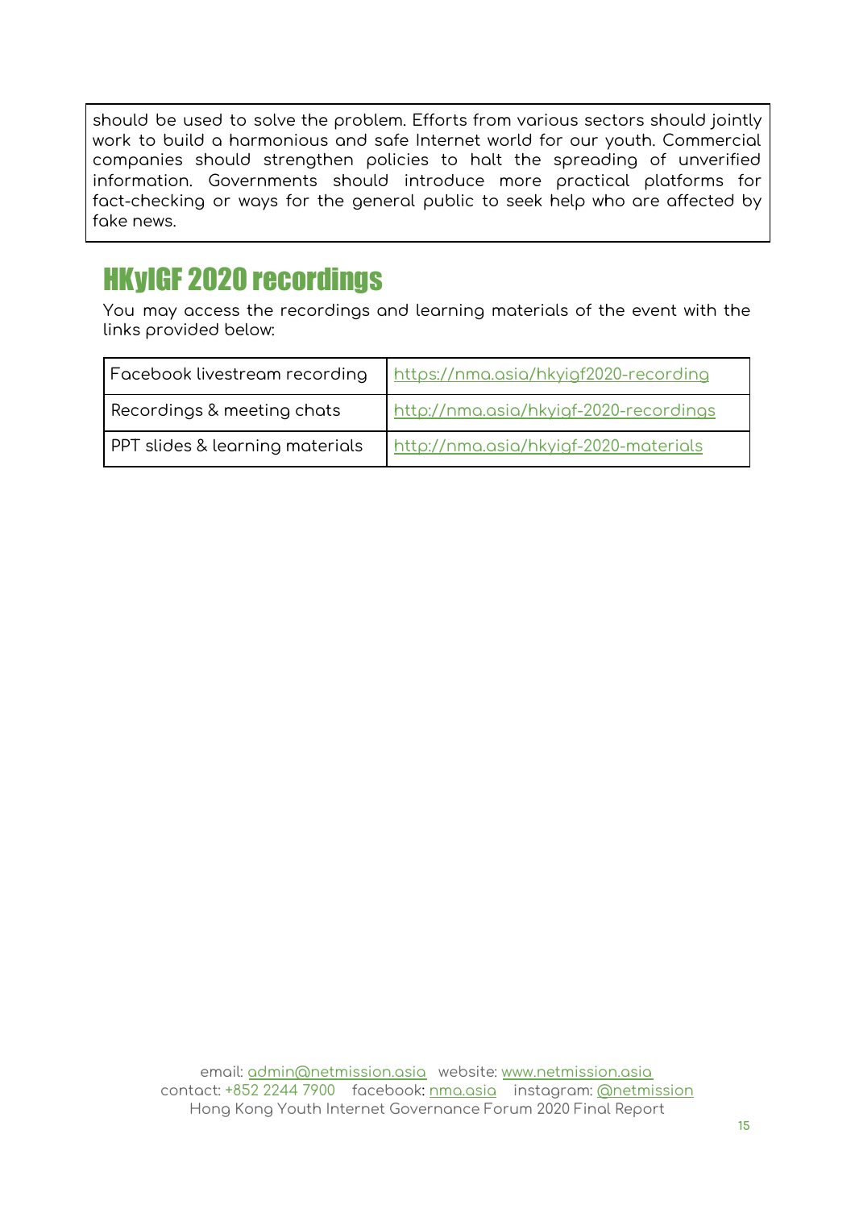should be used to solve the problem. Efforts from various sectors should jointly work to build a harmonious and safe Internet world for our youth. Commercial companies should strengthen policies to halt the spreading of unverified information. Governments should introduce more practical platforms for fact-checking or ways for the general public to seek help who are affected by fake news.

## HKyIGF 2020 recordings

You may access the recordings and learning materials of the event with the links provided below:

| | |
|---|---|
| Facebook livestream recording | https://nma.asia/hkyigf2020-recording |
| Recordings & meeting chats | http://nma.asia/hkyigf-2020-recordings |
| PPT slides & learning materials | http://nma.asia/hkyigf-2020-materials |

email: admin@netmission.asia website: www.netmission.asia
contact: +852 2244 7900 facebook: nma.asia instagram: @netmission
Hong Kong Youth Internet Governance Forum 2020 Final Report